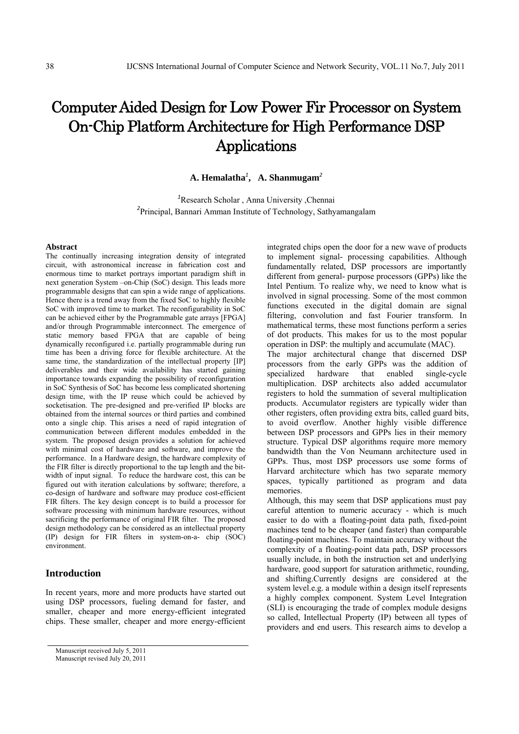# Computer Aided Design for Low Power Fir Processor on System On-Chip Platform Architecture for High Performance DSP Applications

**A. Hemalatha[1], A. Shanmugam[2]**

[1]Research Scholar , Anna University ,Chennai
[2]Principal, Bannari Amman Institute of Technology, Sathyamangalam

**Abstract**

The continually increasing integration density of integrated circuit, with astronomical increase in fabrication cost and enormous time to market portrays important paradigm shift in next generation System –on-Chip (SoC) design. This leads more programmable designs that can spin a wide range of applications. Hence there is a trend away from the fixed SoC to highly flexible SoC with improved time to market. The reconfigurability in SoC can be achieved either by the Programmable gate arrays [FPGA] and/or through Programmable interconnect. The emergence of static memory based FPGA that are capable of being dynamically reconfigured i.e. partially programmable during run time has been a driving force for flexible architecture. At the same time, the standardization of the intellectual property [IP] deliverables and their wide availability has started gaining importance towards expanding the possibility of reconfiguration in SoC Synthesis of SoC has become less complicated shortening design time, with the IP reuse which could be achieved by socketisation. The pre-designed and pre-verified IP blocks are obtained from the internal sources or third parties and combined onto a single chip. This arises a need of rapid integration of communication between different modules embedded in the system. The proposed design provides a solution for achieved with minimal cost of hardware and software, and improve the performance. In a Hardware design, the hardware complexity of the FIR filter is directly proportional to the tap length and the bit-width of input signal. To reduce the hardware cost, this can be figured out with iteration calculations by software; therefore, a co-design of hardware and software may produce cost-efficient FIR filters. The key design concept is to build a processor for software processing with minimum hardware resources, without sacrificing the performance of original FIR filter. The proposed design methodology can be considered as an intellectual property (IP) design for FIR filters in system-on-a- chip (SOC) environment.

## Introduction

In recent years, more and more products have started out using DSP processors, fueling demand for faster, and smaller, cheaper and more energy-efficient integrated chips. These smaller, cheaper and more energy-efficient integrated chips open the door for a new wave of products to implement signal- processing capabilities. Although fundamentally related, DSP processors are importantly different from general- purpose processors (GPPs) like the Intel Pentium. To realize why, we need to know what is involved in signal processing. Some of the most common functions executed in the digital domain are signal filtering, convolution and fast Fourier transform. In mathematical terms, these most functions perform a series of dot products. This makes for us to the most popular operation in DSP: the multiply and accumulate (MAC).

The major architectural change that discerned DSP processors from the early GPPs was the addition of specialized hardware that enabled single-cycle multiplication. DSP architects also added accumulator registers to hold the summation of several multiplication products. Accumulator registers are typically wider than other registers, often providing extra bits, called guard bits, to avoid overflow. Another highly visible difference between DSP processors and GPPs lies in their memory structure. Typical DSP algorithms require more memory bandwidth than the Von Neumann architecture used in GPPs. Thus, most DSP processors use some forms of Harvard architecture which has two separate memory spaces, typically partitioned as program and data memories.

Although, this may seem that DSP applications must pay careful attention to numeric accuracy - which is much easier to do with a floating-point data path, fixed-point machines tend to be cheaper (and faster) than comparable floating-point machines. To maintain accuracy without the complexity of a floating-point data path, DSP processors usually include, in both the instruction set and underlying hardware, good support for saturation arithmetic, rounding, and shifting.Currently designs are considered at the system level.e.g. a module within a design itself represents a highly complex component. System Level Integration (SLI) is encouraging the trade of complex module designs so called, Intellectual Property (IP) between all types of providers and end users. This research aims to develop a

Manuscript received July 5, 2011
Manuscript revised July 20, 2011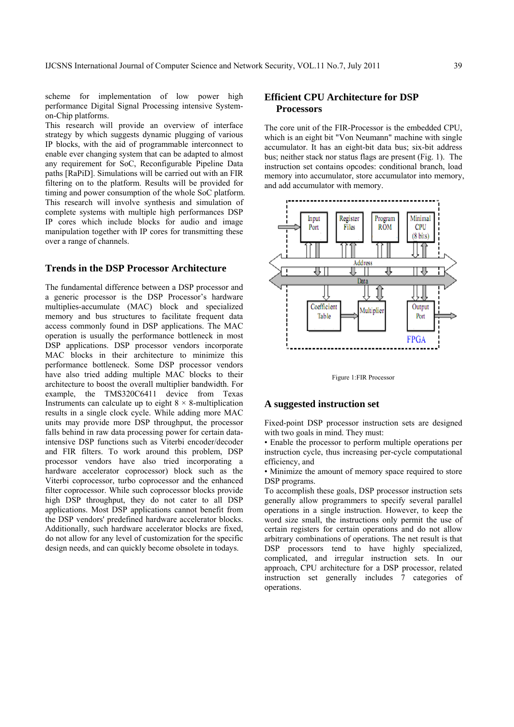scheme for implementation of low power high performance Digital Signal Processing intensive System-on-Chip platforms.

This research will provide an overview of interface strategy by which suggests dynamic plugging of various IP blocks, with the aid of programmable interconnect to enable ever changing system that can be adapted to almost any requirement for SoC, Reconfigurable Pipeline Data paths [RaPiD]. Simulations will be carried out with an FIR filtering on to the platform. Results will be provided for timing and power consumption of the whole SoC platform. This research will involve synthesis and simulation of complete systems with multiple high performances DSP IP cores which include blocks for audio and image manipulation together with IP cores for transmitting these over a range of channels.

## Trends in the DSP Processor Architecture

The fundamental difference between a DSP processor and a generic processor is the DSP Processor's hardware multiplies-accumulate (MAC) block and specialized memory and bus structures to facilitate frequent data access commonly found in DSP applications. The MAC operation is usually the performance bottleneck in most DSP applications. DSP processor vendors incorporate MAC blocks in their architecture to minimize this performance bottleneck. Some DSP processor vendors have also tried adding multiple MAC blocks to their architecture to boost the overall multiplier bandwidth. For example, the TMS320C6411 device from Texas Instruments can calculate up to eight $8 \times 8$-multiplication results in a single clock cycle. While adding more MAC units may provide more DSP throughput, the processor falls behind in raw data processing power for certain data-intensive DSP functions such as Viterbi encoder/decoder and FIR filters. To work around this problem, DSP processor vendors have also tried incorporating a hardware accelerator coprocessor) block such as the Viterbi coprocessor, turbo coprocessor and the enhanced filter coprocessor. While such coprocessor blocks provide high DSP throughput, they do not cater to all DSP applications. Most DSP applications cannot benefit from the DSP vendors' predefined hardware accelerator blocks. Additionally, such hardware accelerator blocks are fixed, do not allow for any level of customization for the specific design needs, and can quickly become obsolete in todays.

## Efficient CPU Architecture for DSP Processors

The core unit of the FIR-Processor is the embedded CPU, which is an eight bit "Von Neumann" machine with single accumulator. It has an eight-bit data bus; six-bit address bus; neither stack nor status flags are present (Fig. 1). The instruction set contains opcodes: conditional branch, load memory into accumulator, store accumulator into memory, and add accumulator with memory.

Figure 1:FIR Processor

## A suggested instruction set

Fixed-point DSP processor instruction sets are designed with two goals in mind. They must:

- Enable the processor to perform multiple operations per instruction cycle, thus increasing per-cycle computational efficiency, and
- Minimize the amount of memory space required to store DSP programs.

To accomplish these goals, DSP processor instruction sets generally allow programmers to specify several parallel operations in a single instruction. However, to keep the word size small, the instructions only permit the use of certain registers for certain operations and do not allow arbitrary combinations of operations. The net result is that DSP processors tend to have highly specialized, complicated, and irregular instruction sets. In our approach, CPU architecture for a DSP processor, related instruction set generally includes 7 categories of operations.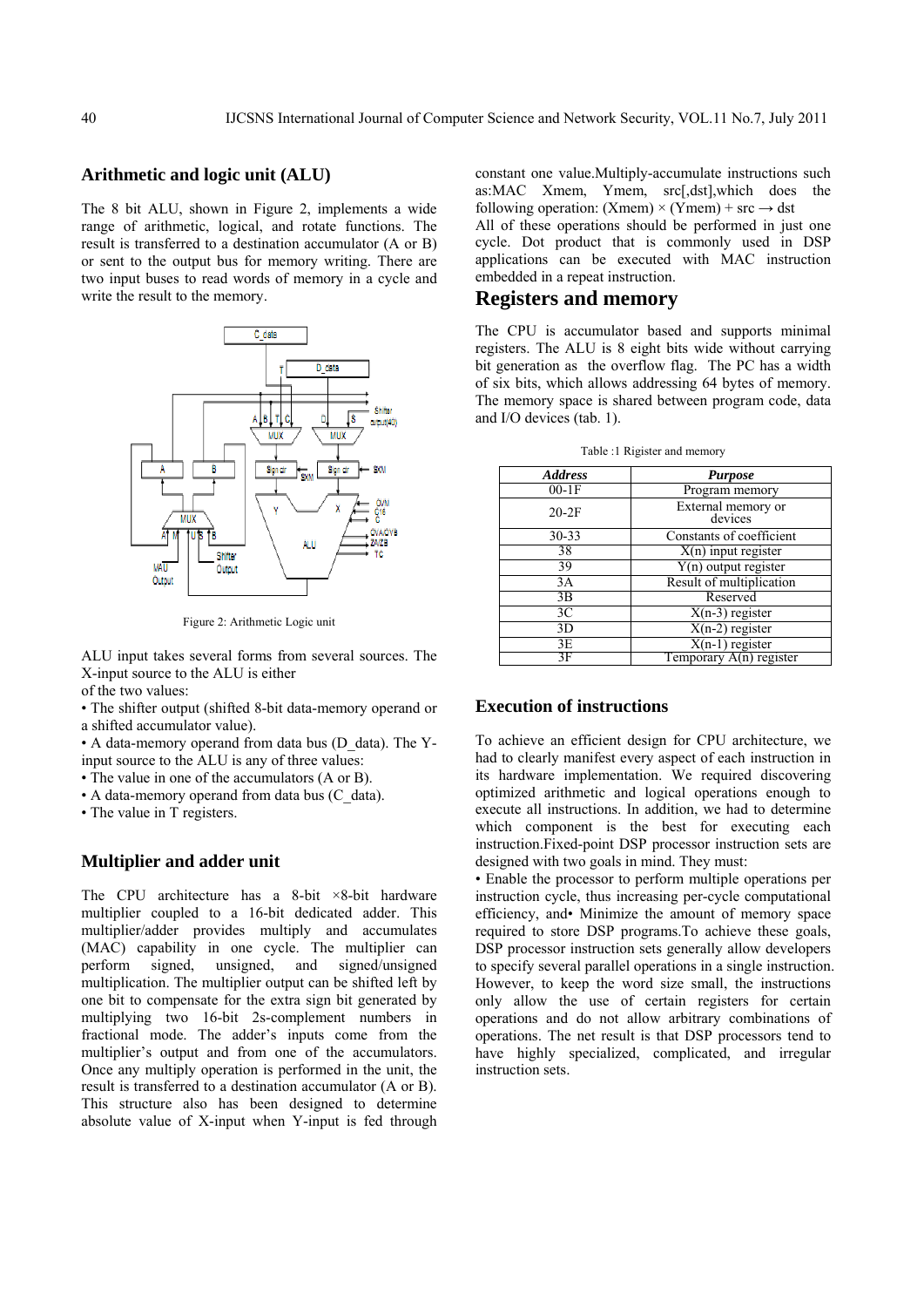## Arithmetic and logic unit (ALU)

The 8 bit ALU, shown in Figure 2, implements a wide range of arithmetic, logical, and rotate functions. The result is transferred to a destination accumulator (A or B) or sent to the output bus for memory writing. There are two input buses to read words of memory in a cycle and write the result to the memory.

Figure 2: Arithmetic Logic unit

ALU input takes several forms from several sources. The X-input source to the ALU is either
of the two values:

• The shifter output (shifted 8-bit data-memory operand or a shifted accumulator value).
• A data-memory operand from data bus (D_data). The Y-input source to the ALU is any of three values:
• The value in one of the accumulators (A or B).
• A data-memory operand from data bus (C_data).
• The value in T registers.

## Multiplier and adder unit

The CPU architecture has a 8-bit ×8-bit hardware multiplier coupled to a 16-bit dedicated adder. This multiplier/adder provides multiply and accumulates (MAC) capability in one cycle. The multiplier can perform signed, unsigned, and signed/unsigned multiplication. The multiplier output can be shifted left by one bit to compensate for the extra sign bit generated by multiplying two 16-bit 2s-complement numbers in fractional mode. The adder's inputs come from the multiplier's output and from one of the accumulators. Once any multiply operation is performed in the unit, the result is transferred to a destination accumulator (A or B). This structure also has been designed to determine absolute value of X-input when Y-input is fed through constant one value.Multiply-accumulate instructions such as:MAC Xmem, Ymem, src[,dst],which does the following operation: $(Xmem) \times (Ymem) + src \rightarrow dst$
All of these operations should be performed in just one cycle. Dot product that is commonly used in DSP applications can be executed with MAC instruction embedded in a repeat instruction.

# Registers and memory

The CPU is accumulator based and supports minimal registers. The ALU is 8 eight bits wide without carrying bit generation as the overflow flag. The PC has a width of six bits, which allows addressing 64 bytes of memory. The memory space is shared between program code, data and I/O devices (tab. 1).

Table :1 Rigister and memory

| *Address* | *Purpose* |
|---|---|
| 00-1F | Program memory |
| 20-2F | External memory or devices |
| 30-33 | Constants of coefficient |
| 38 | X(n) input register |
| 39 | Y(n) output register |
| 3A | Result of multiplication |
| 3B | Reserved |
| 3C | X(n-3) register |
| 3D | X(n-2) register |
| 3E | X(n-1) register |
| 3F | Temporary A(n) register |

## Execution of instructions

To achieve an efficient design for CPU architecture, we had to clearly manifest every aspect of each instruction in its hardware implementation. We required discovering optimized arithmetic and logical operations enough to execute all instructions. In addition, we had to determine which component is the best for executing each instruction.Fixed-point DSP processor instruction sets are designed with two goals in mind. They must:

• Enable the processor to perform multiple operations per instruction cycle, thus increasing per-cycle computational efficiency, and• Minimize the amount of memory space required to store DSP programs.To achieve these goals, DSP processor instruction sets generally allow developers to specify several parallel operations in a single instruction. However, to keep the word size small, the instructions only allow the use of certain registers for certain operations and do not allow arbitrary combinations of operations. The net result is that DSP processors tend to have highly specialized, complicated, and irregular instruction sets.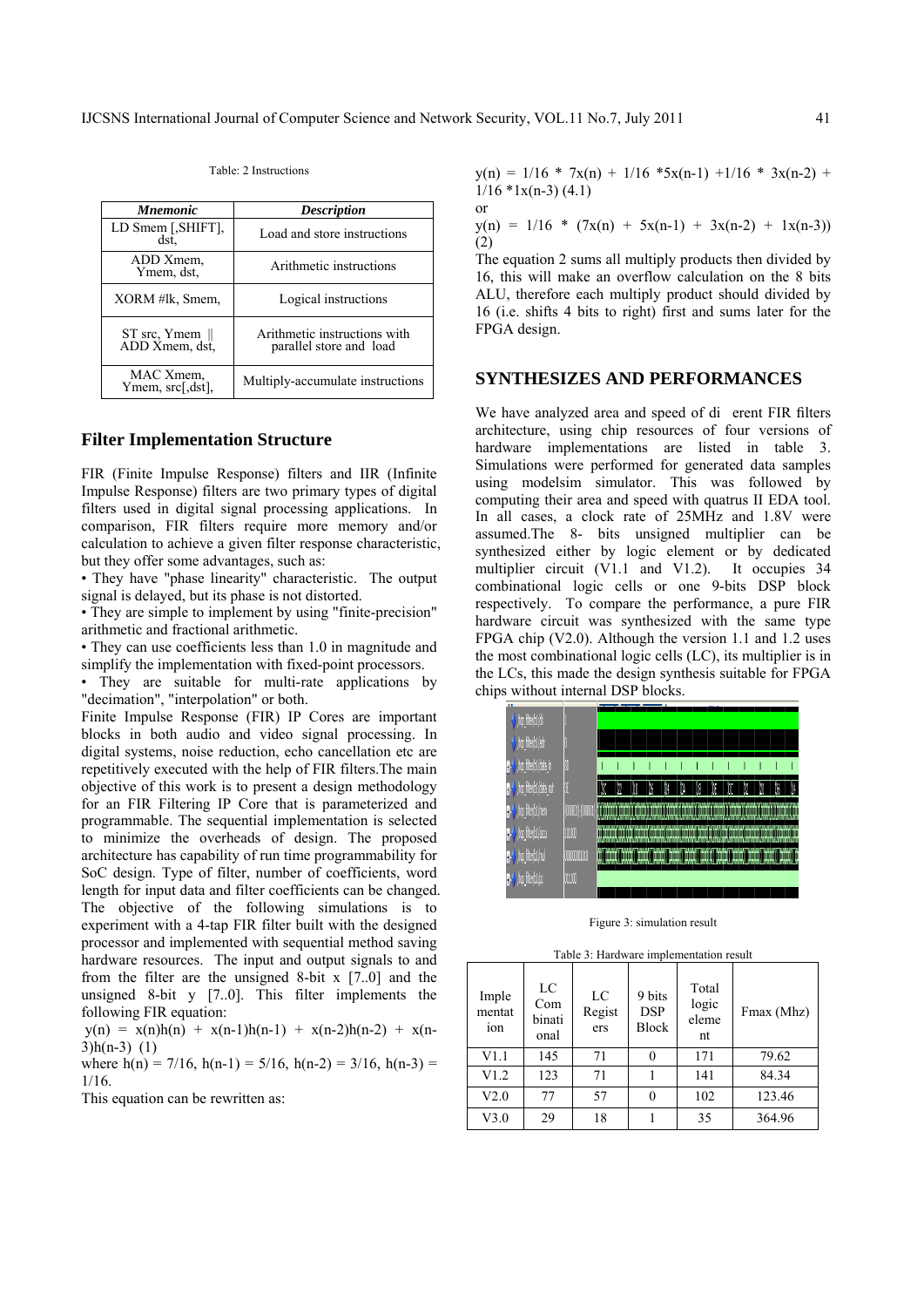Table: 2 Instructions

| *Mnemonic* | *Description* |
| --- | --- |
| LD Smem [,SHIFT], dst, | Load and store instructions |
| ADD Xmem, Ymem, dst, | Arithmetic instructions |
| XORM #lk, Smem, | Logical instructions |
| ST src, Ymem \|\| ADD Xmem, dst, | Arithmetic instructions with parallel store and load |
| MAC Xmem, Ymem, src[,dst], | Multiply-accumulate instructions |

## Filter Implementation Structure

FIR (Finite Impulse Response) filters and IIR (Infinite Impulse Response) filters are two primary types of digital filters used in digital signal processing applications. In comparison, FIR filters require more memory and/or calculation to achieve a given filter response characteristic, but they offer some advantages, such as:

- They have "phase linearity" characteristic. The output signal is delayed, but its phase is not distorted.
- They are simple to implement by using "finite-precision" arithmetic and fractional arithmetic.
- They can use coefficients less than 1.0 in magnitude and simplify the implementation with fixed-point processors.
- They are suitable for multi-rate applications by "decimation", "interpolation" or both.

Finite Impulse Response (FIR) IP Cores are important blocks in both audio and video signal processing. In digital systems, noise reduction, echo cancellation etc are repetitively executed with the help of FIR filters.The main objective of this work is to present a design methodology for an FIR Filtering IP Core that is parameterized and programmable. The sequential implementation is selected to minimize the overheads of design. The proposed architecture has capability of run time programmability for SoC design. Type of filter, number of coefficients, word length for input data and filter coefficients can be changed. The objective of the following simulations is to experiment with a 4-tap FIR filter built with the designed processor and implemented with sequential method saving hardware resources. The input and output signals to and from the filter are the unsigned 8-bit x [7..0] and the unsigned 8-bit y [7..0]. This filter implements the following FIR equation:

$y(n) = x(n)h(n) + x(n-1)h(n-1) + x(n-2)h(n-2) + x(n-3)h(n-3)$ (1)

where $h(n) = 7/16$, $h(n-1) = 5/16$, $h(n-2) = 3/16$, $h(n-3) = 1/16$.

This equation can be rewritten as:

$y(n) = 1/16 * 7x(n) + 1/16 *5x(n-1) +1/16 * 3x(n-2) + 1/16 *1x(n-3)$ (4.1)

or

$y(n) = 1/16 * (7x(n) + 5x(n-1) + 3x(n-2) + 1x(n-3))$ (2)

The equation 2 sums all multiply products then divided by 16, this will make an overflow calculation on the 8 bits ALU, therefore each multiply product should divided by 16 (i.e. shifts 4 bits to right) first and sums later for the FPGA design.

## SYNTHESIZES AND PERFORMANCES

We have analyzed area and speed of di erent FIR filters architecture, using chip resources of four versions of hardware implementations are listed in table 3. Simulations were performed for generated data samples using modelsim simulator. This was followed by computing their area and speed with quatrus II EDA tool. In all cases, a clock rate of 25MHz and 1.8V were assumed.The 8- bits unsigned multiplier can be synthesized either by logic element or by dedicated multiplier circuit (V1.1 and V1.2). It occupies 34 combinational logic cells or one 9-bits DSP block respectively. To compare the performance, a pure FIR hardware circuit was synthesized with the same type FPGA chip (V2.0). Although the version 1.1 and 1.2 uses the most combinational logic cells (LC), its multiplier is in the LCs, this made the design synthesis suitable for FPGA chips without internal DSP blocks.

Figure 3: simulation result

Table 3: Hardware implementation result

| Implementation | LC Combinational | LC Registers | 9 bits DSP Block | Total logic element | Fmax (Mhz) |
| --- | --- | --- | --- | --- | --- |
| V1.1 | 145 | 71 | 0 | 171 | 79.62 |
| V1.2 | 123 | 71 | 1 | 141 | 84.34 |
| V2.0 | 77 | 57 | 0 | 102 | 123.46 |
| V3.0 | 29 | 18 | 1 | 35 | 364.96 |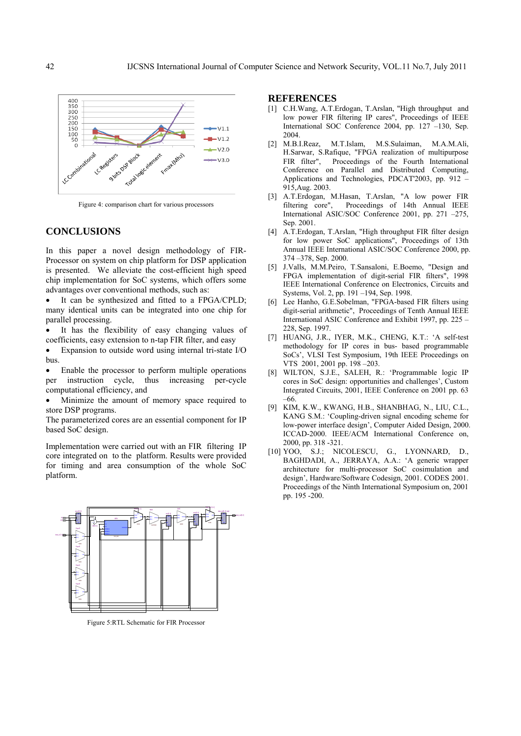400
350
300
250
200
150
100
50
0

LC Combinational
LC Registers
9 bits DSP Block
Total logic element
Fmax (Mhz)

V1.1
V1.2
V2.0
V3.0

Figure 4: comparison chart for various processors

## CONCLUSIONS

In this paper a novel design methodology of FIR-Processor on system on chip platform for DSP application is presented. We alleviate the cost-efficient high speed chip implementation for SoC systems, which offers some advantages over conventional methods, such as:

- It can be synthesized and fitted to a FPGA/CPLD; many identical units can be integrated into one chip for parallel processing.
- It has the flexibility of easy changing values of coefficients, easy extension to n-tap FIR filter, and easy
- Expansion to outside word using internal tri-state I/O bus.
- Enable the processor to perform multiple operations per instruction cycle, thus increasing per-cycle computational efficiency, and
- Minimize the amount of memory space required to store DSP programs.

The parameterized cores are an essential component for IP based SoC design.

Implementation were carried out with an FIR filtering IP core integrated on to the platform. Results were provided for timing and area consumption of the whole SoC platform.

Figure 5:RTL Schematic for FIR Processor

## REFERENCES

[1] C.H.Wang, A.T.Erdogan, T.Arslan, "High throughput and low power FIR filtering IP cares", Proceedings of IEEE International SOC Conference 2004, pp. 127 –130, Sep. 2004.

[2] M.B.I.Reaz, M.T.Islam, M.S.Sulaiman, M.A.M.Ali, H.Sarwar, S.Rafique, "FPGA realization of multipurpose FIR filter", Proceedings of the Fourth International Conference on Parallel and Distributed Computing, Applications and Technologies, PDCAT'2003, pp. 912 –915,Aug. 2003.

[3] A.T.Erdogan, M.Hasan, T.Arslan, "A low power FIR filtering core", Proceedings of 14th Annual IEEE International ASIC/SOC Conference 2001, pp. 271 –275, Sep. 2001.

[4] A.T.Erdogan, T.Arslan, "High throughput FIR filter design for low power SoC applications", Proceedings of 13th Annual IEEE International ASIC/SOC Conference 2000, pp. 374 –378, Sep. 2000.

[5] J.Valls, M.M.Peiro, T.Sansaloni, E.Boemo, "Design and FPGA implementation of digit-serial FIR filters", 1998 IEEE International Conference on Electronics, Circuits and Systems, Vol. 2, pp. 191 –194, Sep. 1998.

[6] Lee Hanho, G.E.Sobelman, "FPGA-based FIR filters using digit-serial arithmetic", Proceedings of Tenth Annual IEEE International ASIC Conference and Exhibit 1997, pp. 225 –228, Sep. 1997.

[7] HUANG, J.R., IYER, M.K., CHENG, K.T.: 'A self-test methodology for IP cores in bus- based programmable SoCs', VLSI Test Symposium, 19th IEEE Proceedings on VTS 2001, 2001 pp. 198 –203.

[8] WILTON, S.J.E., SALEH, R.: 'Programmable logic IP cores in SoC design: opportunities and challenges', Custom Integrated Circuits, 2001, IEEE Conference on 2001 pp. 63 –66.

[9] KIM, K.W., KWANG, H.B., SHANBHAG, N., LIU, C.L., KANG S.M.: 'Coupling-driven signal encoding scheme for low-power interface design', Computer Aided Design, 2000. ICCAD-2000. IEEE/ACM International Conference on, 2000, pp. 318 -321.

[10] YOO, S.J.; NICOLESCU, G., LYONNARD, D., BAGHDADI, A., JERRAYA, A.A.: 'A generic wrapper architecture for multi-processor SoC cosimulation and design', Hardware/Software Codesign, 2001. CODES 2001. Proceedings of the Ninth International Symposium on, 2001 pp. 195 -200.